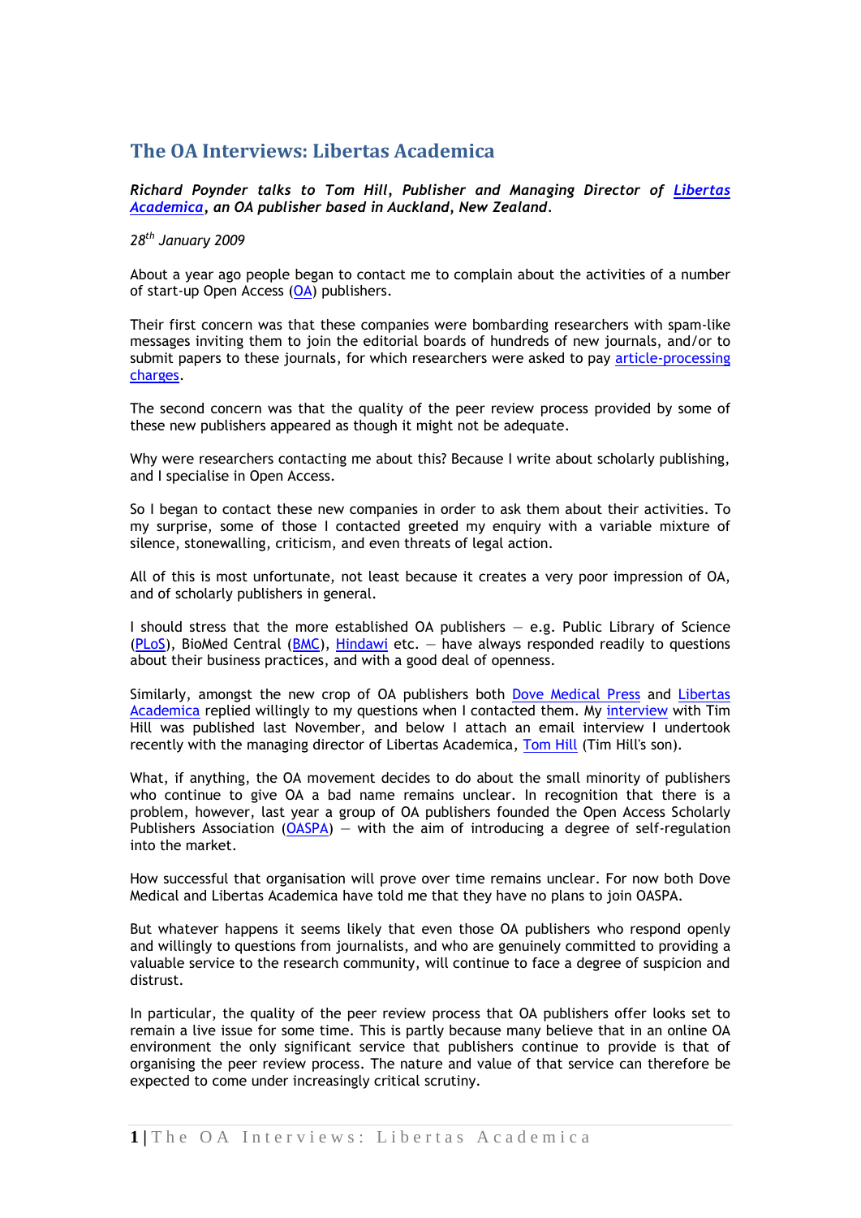# The OA Interviews: Libertas Academica

***Richard Poynder talks to Tom Hill, Publisher and Managing Director of Libertas Academica, an OA publisher based in Auckland, New Zealand.***

*28th January 2009*

About a year ago people began to contact me to complain about the activities of a number of start-up Open Access (OA) publishers.

Their first concern was that these companies were bombarding researchers with spam-like messages inviting them to join the editorial boards of hundreds of new journals, and/or to submit papers to these journals, for which researchers were asked to pay article-processing charges.

The second concern was that the quality of the peer review process provided by some of these new publishers appeared as though it might not be adequate.

Why were researchers contacting me about this? Because I write about scholarly publishing, and I specialise in Open Access.

So I began to contact these new companies in order to ask them about their activities. To my surprise, some of those I contacted greeted my enquiry with a variable mixture of silence, stonewalling, criticism, and even threats of legal action.

All of this is most unfortunate, not least because it creates a very poor impression of OA, and of scholarly publishers in general.

I should stress that the more established OA publishers — e.g. Public Library of Science (PLoS), BioMed Central (BMC), Hindawi etc. — have always responded readily to questions about their business practices, and with a good deal of openness.

Similarly, amongst the new crop of OA publishers both Dove Medical Press and Libertas Academica replied willingly to my questions when I contacted them. My interview with Tim Hill was published last November, and below I attach an email interview I undertook recently with the managing director of Libertas Academica, Tom Hill (Tim Hill's son).

What, if anything, the OA movement decides to do about the small minority of publishers who continue to give OA a bad name remains unclear. In recognition that there is a problem, however, last year a group of OA publishers founded the Open Access Scholarly Publishers Association (OASPA) — with the aim of introducing a degree of self-regulation into the market.

How successful that organisation will prove over time remains unclear. For now both Dove Medical and Libertas Academica have told me that they have no plans to join OASPA.

But whatever happens it seems likely that even those OA publishers who respond openly and willingly to questions from journalists, and who are genuinely committed to providing a valuable service to the research community, will continue to face a degree of suspicion and distrust.

In particular, the quality of the peer review process that OA publishers offer looks set to remain a live issue for some time. This is partly because many believe that in an online OA environment the only significant service that publishers continue to provide is that of organising the peer review process. The nature and value of that service can therefore be expected to come under increasingly critical scrutiny.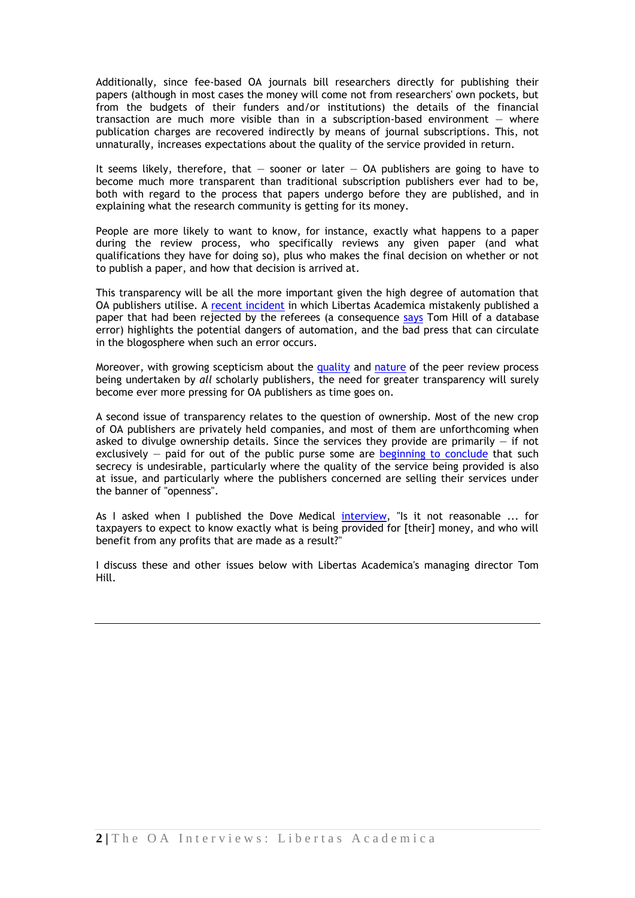Additionally, since fee-based OA journals bill researchers directly for publishing their papers (although in most cases the money will come not from researchers' own pockets, but from the budgets of their funders and/or institutions) the details of the financial transaction are much more visible than in a subscription-based environment — where publication charges are recovered indirectly by means of journal subscriptions. This, not unnaturally, increases expectations about the quality of the service provided in return.

It seems likely, therefore, that — sooner or later — OA publishers are going to have to become much more transparent than traditional subscription publishers ever had to be, both with regard to the process that papers undergo before they are published, and in explaining what the research community is getting for its money.

People are more likely to want to know, for instance, exactly what happens to a paper during the review process, who specifically reviews any given paper (and what qualifications they have for doing so), plus who makes the final decision on whether or not to publish a paper, and how that decision is arrived at.

This transparency will be all the more important given the high degree of automation that OA publishers utilise. A recent incident in which Libertas Academica mistakenly published a paper that had been rejected by the referees (a consequence says Tom Hill of a database error) highlights the potential dangers of automation, and the bad press that can circulate in the blogosphere when such an error occurs.

Moreover, with growing scepticism about the quality and nature of the peer review process being undertaken by *all* scholarly publishers, the need for greater transparency will surely become ever more pressing for OA publishers as time goes on.

A second issue of transparency relates to the question of ownership. Most of the new crop of OA publishers are privately held companies, and most of them are unforthcoming when asked to divulge ownership details. Since the services they provide are primarily — if not exclusively — paid for out of the public purse some are beginning to conclude that such secrecy is undesirable, particularly where the quality of the service being provided is also at issue, and particularly where the publishers concerned are selling their services under the banner of "openness".

As I asked when I published the Dove Medical interview, "Is it not reasonable ... for taxpayers to expect to know exactly what is being provided for [their] money, and who will benefit from any profits that are made as a result?"

I discuss these and other issues below with Libertas Academica's managing director Tom Hill.

---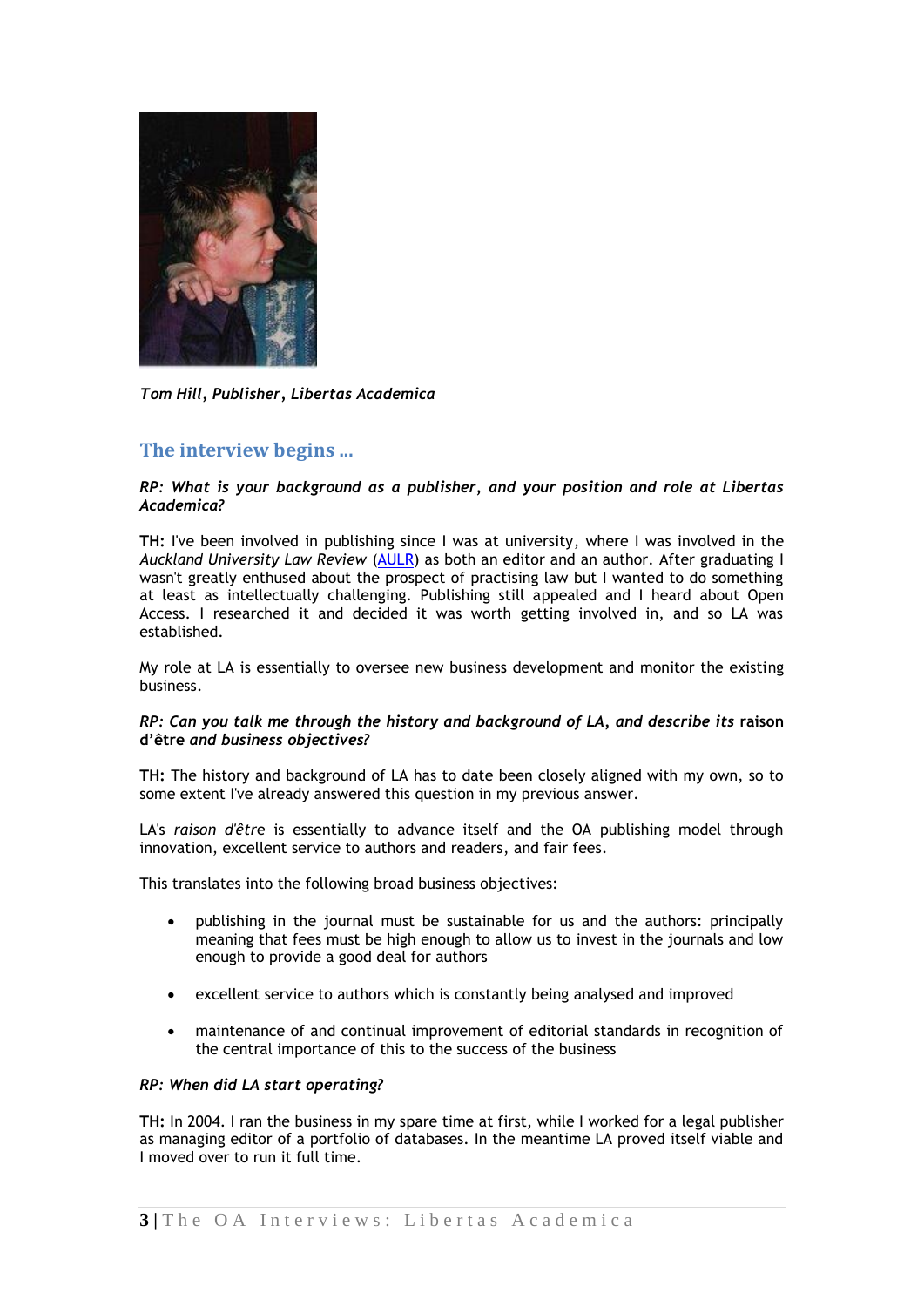*Tom Hill, Publisher, Libertas Academica*

## The interview begins …

***RP: What is your background as a publisher, and your position and role at Libertas Academica?***

**TH:** I've been involved in publishing since I was at university, where I was involved in the *Auckland University Law Review* (AULR) as both an editor and an author. After graduating I wasn't greatly enthused about the prospect of practising law but I wanted to do something at least as intellectually challenging. Publishing still appealed and I heard about Open Access. I researched it and decided it was worth getting involved in, and so LA was established.

My role at LA is essentially to oversee new business development and monitor the existing business.

***RP: Can you talk me through the history and background of LA, and describe its* raison d'être *and business objectives?***

**TH:** The history and background of LA has to date been closely aligned with my own, so to some extent I've already answered this question in my previous answer.

LA's *raison d'être* is essentially to advance itself and the OA publishing model through innovation, excellent service to authors and readers, and fair fees.

This translates into the following broad business objectives:

- publishing in the journal must be sustainable for us and the authors: principally meaning that fees must be high enough to allow us to invest in the journals and low enough to provide a good deal for authors
- excellent service to authors which is constantly being analysed and improved
- maintenance of and continual improvement of editorial standards in recognition of the central importance of this to the success of the business

***RP: When did LA start operating?***

**TH:** In 2004. I ran the business in my spare time at first, while I worked for a legal publisher as managing editor of a portfolio of databases. In the meantime LA proved itself viable and I moved over to run it full time.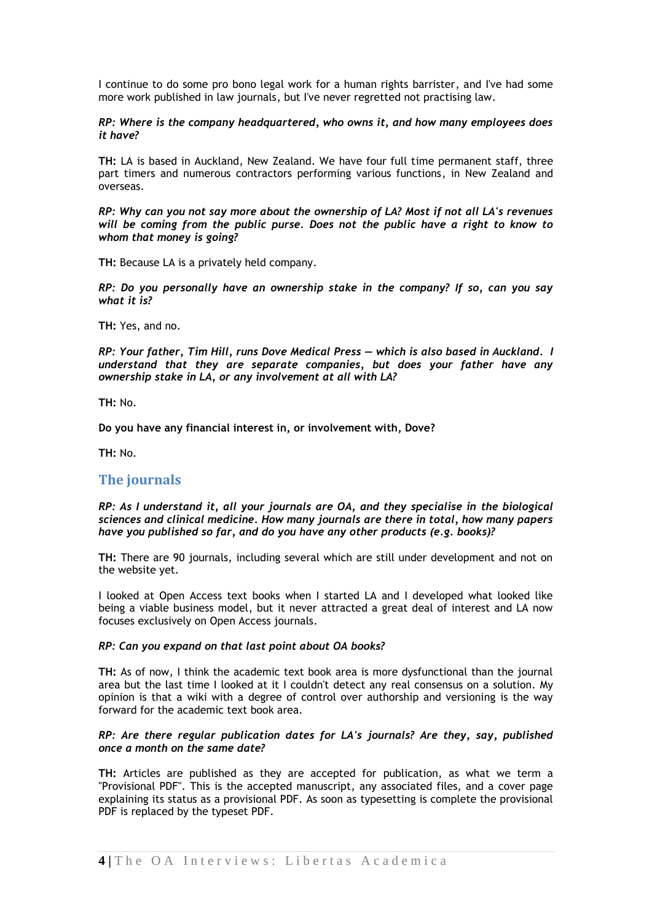I continue to do some pro bono legal work for a human rights barrister, and I've had some more work published in law journals, but I've never regretted not practising law.

***RP: Where is the company headquartered, who owns it, and how many employees does it have?***

**TH:** LA is based in Auckland, New Zealand. We have four full time permanent staff, three part timers and numerous contractors performing various functions, in New Zealand and overseas.

***RP: Why can you not say more about the ownership of LA? Most if not all LA's revenues will be coming from the public purse. Does not the public have a right to know to whom that money is going?***

**TH:** Because LA is a privately held company.

***RP: Do you personally have an ownership stake in the company? If so, can you say what it is?***

**TH:** Yes, and no.

***RP: Your father, Tim Hill, runs Dove Medical Press — which is also based in Auckland. I understand that they are separate companies, but does your father have any ownership stake in LA, or any involvement at all with LA?***

**TH:** No.

**Do you have any financial interest in, or involvement with, Dove?**

**TH:** No.

## The journals

***RP: As I understand it, all your journals are OA, and they specialise in the biological sciences and clinical medicine. How many journals are there in total, how many papers have you published so far, and do you have any other products (e.g. books)?***

**TH:** There are 90 journals, including several which are still under development and not on the website yet.

I looked at Open Access text books when I started LA and I developed what looked like being a viable business model, but it never attracted a great deal of interest and LA now focuses exclusively on Open Access journals.

***RP: Can you expand on that last point about OA books?***

**TH:** As of now, I think the academic text book area is more dysfunctional than the journal area but the last time I looked at it I couldn't detect any real consensus on a solution. My opinion is that a wiki with a degree of control over authorship and versioning is the way forward for the academic text book area.

***RP: Are there regular publication dates for LA's journals? Are they, say, published once a month on the same date?***

**TH:** Articles are published as they are accepted for publication, as what we term a "Provisional PDF". This is the accepted manuscript, any associated files, and a cover page explaining its status as a provisional PDF. As soon as typesetting is complete the provisional PDF is replaced by the typeset PDF.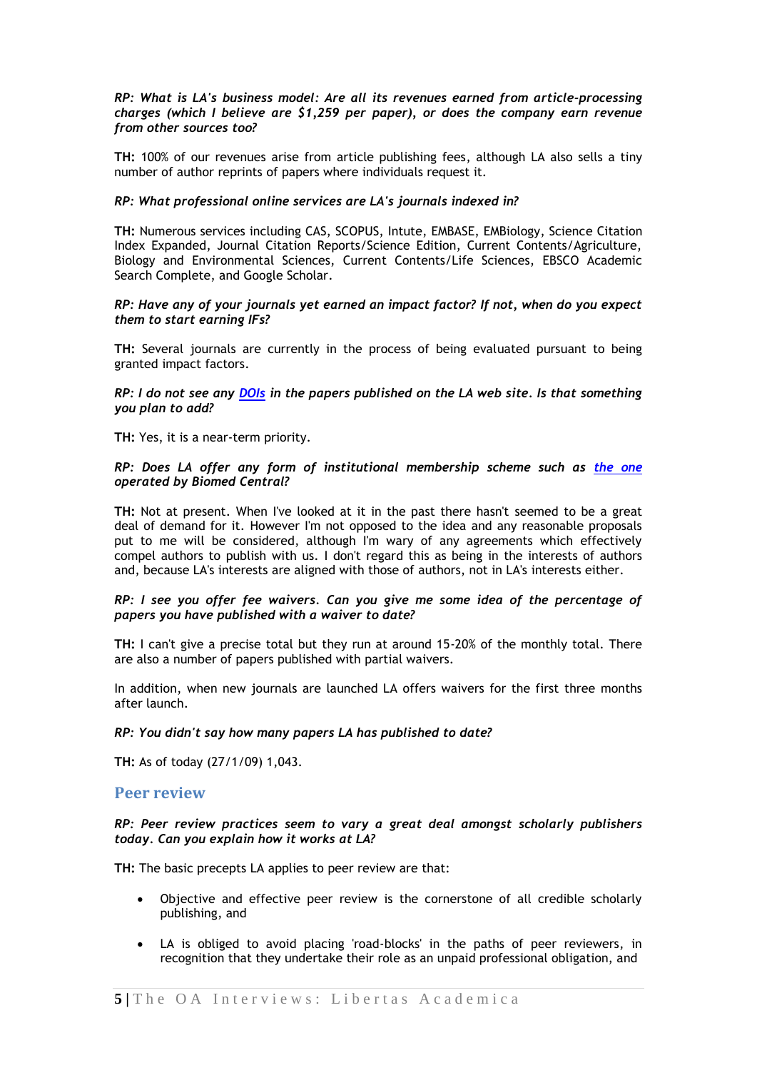***RP: What is LA's business model: Are all its revenues earned from article-processing charges (which I believe are $1,259 per paper), or does the company earn revenue from other sources too?***

**TH:** 100% of our revenues arise from article publishing fees, although LA also sells a tiny number of author reprints of papers where individuals request it.

***RP: What professional online services are LA's journals indexed in?***

**TH:** Numerous services including CAS, SCOPUS, Intute, EMBASE, EMBiology, Science Citation Index Expanded, Journal Citation Reports/Science Edition, Current Contents/Agriculture, Biology and Environmental Sciences, Current Contents/Life Sciences, EBSCO Academic Search Complete, and Google Scholar.

***RP: Have any of your journals yet earned an impact factor? If not, when do you expect them to start earning IFs?***

**TH:** Several journals are currently in the process of being evaluated pursuant to being granted impact factors.

***RP: I do not see any DOIs in the papers published on the LA web site. Is that something you plan to add?***

**TH:** Yes, it is a near-term priority.

***RP: Does LA offer any form of institutional membership scheme such as the one operated by Biomed Central?***

**TH:** Not at present. When I've looked at it in the past there hasn't seemed to be a great deal of demand for it. However I'm not opposed to the idea and any reasonable proposals put to me will be considered, although I'm wary of any agreements which effectively compel authors to publish with us. I don't regard this as being in the interests of authors and, because LA's interests are aligned with those of authors, not in LA's interests either.

***RP: I see you offer fee waivers. Can you give me some idea of the percentage of papers you have published with a waiver to date?***

**TH:** I can't give a precise total but they run at around 15-20% of the monthly total. There are also a number of papers published with partial waivers.

In addition, when new journals are launched LA offers waivers for the first three months after launch.

***RP: You didn't say how many papers LA has published to date?***

**TH:** As of today (27/1/09) 1,043.

## Peer review

***RP: Peer review practices seem to vary a great deal amongst scholarly publishers today. Can you explain how it works at LA?***

**TH:** The basic precepts LA applies to peer review are that:

- Objective and effective peer review is the cornerstone of all credible scholarly publishing, and
- LA is obliged to avoid placing 'road-blocks' in the paths of peer reviewers, in recognition that they undertake their role as an unpaid professional obligation, and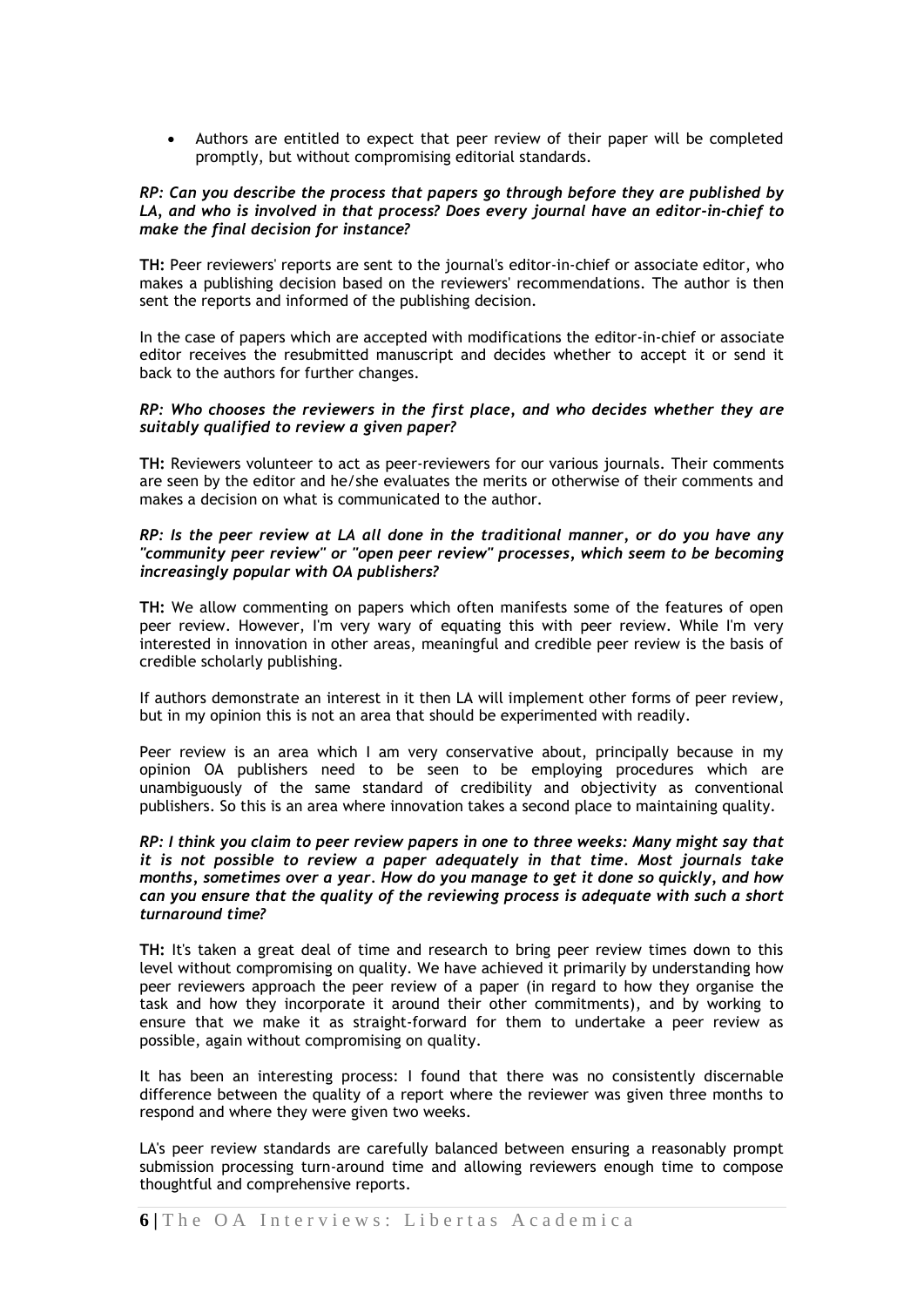- Authors are entitled to expect that peer review of their paper will be completed promptly, but without compromising editorial standards.

***RP: Can you describe the process that papers go through before they are published by LA, and who is involved in that process? Does every journal have an editor-in-chief to make the final decision for instance?***

**TH:** Peer reviewers' reports are sent to the journal's editor-in-chief or associate editor, who makes a publishing decision based on the reviewers' recommendations. The author is then sent the reports and informed of the publishing decision.

In the case of papers which are accepted with modifications the editor-in-chief or associate editor receives the resubmitted manuscript and decides whether to accept it or send it back to the authors for further changes.

***RP: Who chooses the reviewers in the first place, and who decides whether they are suitably qualified to review a given paper?***

**TH:** Reviewers volunteer to act as peer-reviewers for our various journals. Their comments are seen by the editor and he/she evaluates the merits or otherwise of their comments and makes a decision on what is communicated to the author.

***RP: Is the peer review at LA all done in the traditional manner, or do you have any "community peer review" or "open peer review" processes, which seem to be becoming increasingly popular with OA publishers?***

**TH:** We allow commenting on papers which often manifests some of the features of open peer review. However, I'm very wary of equating this with peer review. While I'm very interested in innovation in other areas, meaningful and credible peer review is the basis of credible scholarly publishing.

If authors demonstrate an interest in it then LA will implement other forms of peer review, but in my opinion this is not an area that should be experimented with readily.

Peer review is an area which I am very conservative about, principally because in my opinion OA publishers need to be seen to be employing procedures which are unambiguously of the same standard of credibility and objectivity as conventional publishers. So this is an area where innovation takes a second place to maintaining quality.

***RP: I think you claim to peer review papers in one to three weeks: Many might say that it is not possible to review a paper adequately in that time. Most journals take months, sometimes over a year. How do you manage to get it done so quickly, and how can you ensure that the quality of the reviewing process is adequate with such a short turnaround time?***

**TH:** It's taken a great deal of time and research to bring peer review times down to this level without compromising on quality. We have achieved it primarily by understanding how peer reviewers approach the peer review of a paper (in regard to how they organise the task and how they incorporate it around their other commitments), and by working to ensure that we make it as straight-forward for them to undertake a peer review as possible, again without compromising on quality.

It has been an interesting process: I found that there was no consistently discernable difference between the quality of a report where the reviewer was given three months to respond and where they were given two weeks.

LA's peer review standards are carefully balanced between ensuring a reasonably prompt submission processing turn-around time and allowing reviewers enough time to compose thoughtful and comprehensive reports.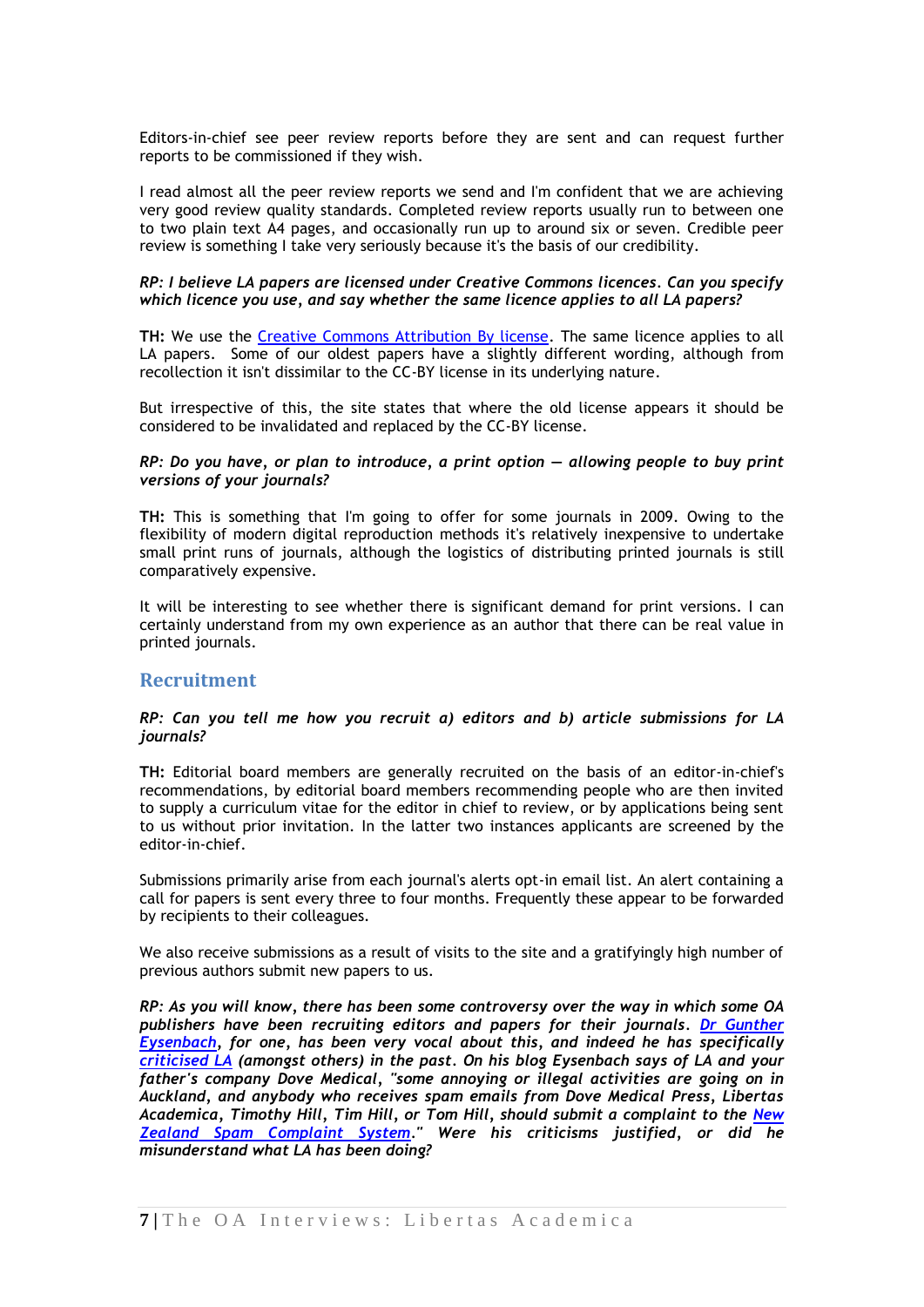Editors-in-chief see peer review reports before they are sent and can request further reports to be commissioned if they wish.

I read almost all the peer review reports we send and I'm confident that we are achieving very good review quality standards. Completed review reports usually run to between one to two plain text A4 pages, and occasionally run up to around six or seven. Credible peer review is something I take very seriously because it's the basis of our credibility.

***RP: I believe LA papers are licensed under Creative Commons licences. Can you specify which licence you use, and say whether the same licence applies to all LA papers?***

**TH:** We use the [Creative Commons Attribution By license](). The same licence applies to all LA papers. Some of our oldest papers have a slightly different wording, although from recollection it isn't dissimilar to the CC-BY license in its underlying nature.

But irrespective of this, the site states that where the old license appears it should be considered to be invalidated and replaced by the CC-BY license.

***RP: Do you have, or plan to introduce, a print option — allowing people to buy print versions of your journals?***

**TH:** This is something that I'm going to offer for some journals in 2009. Owing to the flexibility of modern digital reproduction methods it's relatively inexpensive to undertake small print runs of journals, although the logistics of distributing printed journals is still comparatively expensive.

It will be interesting to see whether there is significant demand for print versions. I can certainly understand from my own experience as an author that there can be real value in printed journals.

## Recruitment

***RP: Can you tell me how you recruit a) editors and b) article submissions for LA journals?***

**TH:** Editorial board members are generally recruited on the basis of an editor-in-chief's recommendations, by editorial board members recommending people who are then invited to supply a curriculum vitae for the editor in chief to review, or by applications being sent to us without prior invitation. In the latter two instances applicants are screened by the editor-in-chief.

Submissions primarily arise from each journal's alerts opt-in email list. An alert containing a call for papers is sent every three to four months. Frequently these appear to be forwarded by recipients to their colleagues.

We also receive submissions as a result of visits to the site and a gratifyingly high number of previous authors submit new papers to us.

***RP: As you will know, there has been some controversy over the way in which some OA publishers have been recruiting editors and papers for their journals. [Dr Gunther Eysenbach](), for one, has been very vocal about this, and indeed he has specifically [criticised LA]() (amongst others) in the past. On his blog Eysenbach says of LA and your father's company Dove Medical, "some annoying or illegal activities are going on in Auckland, and anybody who receives spam emails from Dove Medical Press, Libertas Academica, Timothy Hill, Tim Hill, or Tom Hill, should submit a complaint to the [New Zealand Spam Complaint System]()." Were his criticisms justified, or did he misunderstand what LA has been doing?***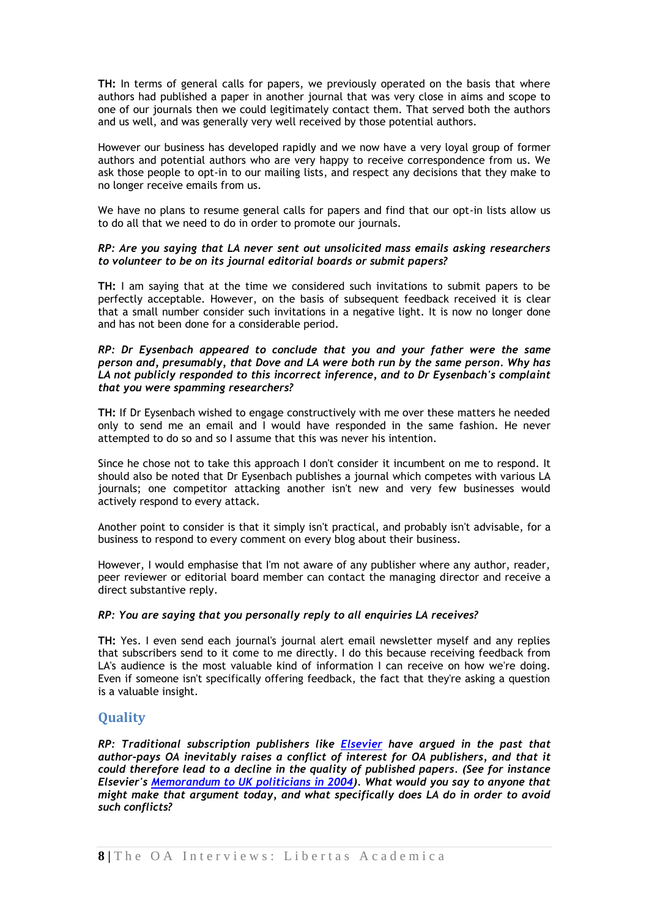**TH:** In terms of general calls for papers, we previously operated on the basis that where authors had published a paper in another journal that was very close in aims and scope to one of our journals then we could legitimately contact them. That served both the authors and us well, and was generally very well received by those potential authors.

However our business has developed rapidly and we now have a very loyal group of former authors and potential authors who are very happy to receive correspondence from us. We ask those people to opt-in to our mailing lists, and respect any decisions that they make to no longer receive emails from us.

We have no plans to resume general calls for papers and find that our opt-in lists allow us to do all that we need to do in order to promote our journals.

***RP: Are you saying that LA never sent out unsolicited mass emails asking researchers to volunteer to be on its journal editorial boards or submit papers?***

**TH:** I am saying that at the time we considered such invitations to submit papers to be perfectly acceptable. However, on the basis of subsequent feedback received it is clear that a small number consider such invitations in a negative light. It is now no longer done and has not been done for a considerable period.

***RP: Dr Eysenbach appeared to conclude that you and your father were the same person and, presumably, that Dove and LA were both run by the same person. Why has LA not publicly responded to this incorrect inference, and to Dr Eysenbach's complaint that you were spamming researchers?***

**TH:** If Dr Eysenbach wished to engage constructively with me over these matters he needed only to send me an email and I would have responded in the same fashion. He never attempted to do so and so I assume that this was never his intention.

Since he chose not to take this approach I don't consider it incumbent on me to respond. It should also be noted that Dr Eysenbach publishes a journal which competes with various LA journals; one competitor attacking another isn't new and very few businesses would actively respond to every attack.

Another point to consider is that it simply isn't practical, and probably isn't advisable, for a business to respond to every comment on every blog about their business.

However, I would emphasise that I'm not aware of any publisher where any author, reader, peer reviewer or editorial board member can contact the managing director and receive a direct substantive reply.

***RP: You are saying that you personally reply to all enquiries LA receives?***

**TH:** Yes. I even send each journal's journal alert email newsletter myself and any replies that subscribers send to it come to me directly. I do this because receiving feedback from LA's audience is the most valuable kind of information I can receive on how we're doing. Even if someone isn't specifically offering feedback, the fact that they're asking a question is a valuable insight.

## Quality

***RP: Traditional subscription publishers like Elsevier have argued in the past that author-pays OA inevitably raises a conflict of interest for OA publishers, and that it could therefore lead to a decline in the quality of published papers. (See for instance Elsevier's Memorandum to UK politicians in 2004). What would you say to anyone that might make that argument today, and what specifically does LA do in order to avoid such conflicts?***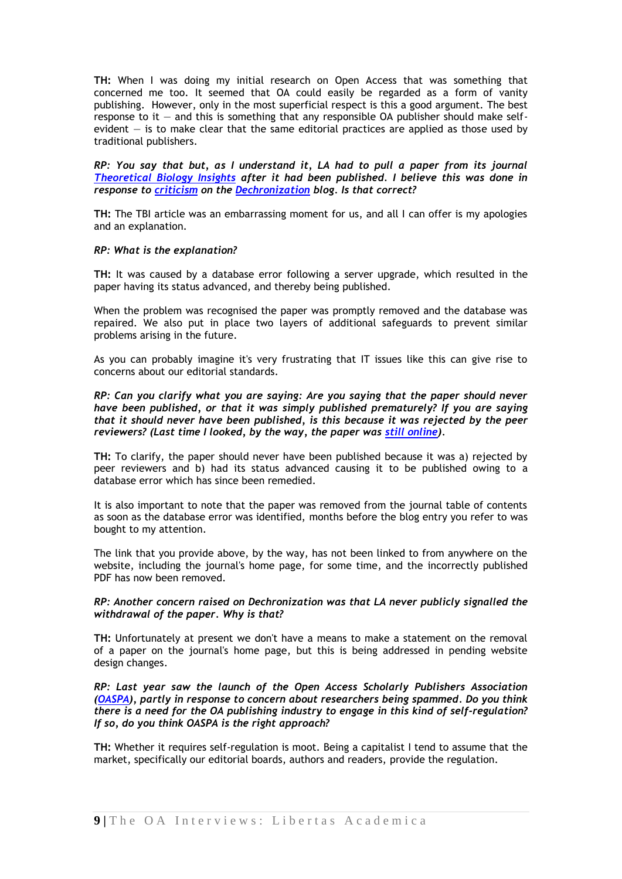**TH:** When I was doing my initial research on Open Access that was something that concerned me too. It seemed that OA could easily be regarded as a form of vanity publishing. However, only in the most superficial respect is this a good argument. The best response to it — and this is something that any responsible OA publisher should make self-evident — is to make clear that the same editorial practices are applied as those used by traditional publishers.

***RP: You say that but, as I understand it, LA had to pull a paper from its journal [Theoretical Biology Insights] after it had been published. I believe this was done in response to [criticism] on the [Dechronization] blog. Is that correct?***

**TH:** The TBI article was an embarrassing moment for us, and all I can offer is my apologies and an explanation.

***RP: What is the explanation?***

**TH:** It was caused by a database error following a server upgrade, which resulted in the paper having its status advanced, and thereby being published.

When the problem was recognised the paper was promptly removed and the database was repaired. We also put in place two layers of additional safeguards to prevent similar problems arising in the future.

As you can probably imagine it's very frustrating that IT issues like this can give rise to concerns about our editorial standards.

***RP: Can you clarify what you are saying: Are you saying that the paper should never have been published, or that it was simply published prematurely? If you are saying that it should never have been published, is this because it was rejected by the peer reviewers? (Last time I looked, by the way, the paper was [still online]).***

**TH:** To clarify, the paper should never have been published because it was a) rejected by peer reviewers and b) had its status advanced causing it to be published owing to a database error which has since been remedied.

It is also important to note that the paper was removed from the journal table of contents as soon as the database error was identified, months before the blog entry you refer to was bought to my attention.

The link that you provide above, by the way, has not been linked to from anywhere on the website, including the journal's home page, for some time, and the incorrectly published PDF has now been removed.

***RP: Another concern raised on Dechronization was that LA never publicly signalled the withdrawal of the paper. Why is that?***

**TH:** Unfortunately at present we don't have a means to make a statement on the removal of a paper on the journal's home page, but this is being addressed in pending website design changes.

***RP: Last year saw the launch of the Open Access Scholarly Publishers Association ([OASPA]), partly in response to concern about researchers being spammed. Do you think there is a need for the OA publishing industry to engage in this kind of self-regulation? If so, do you think OASPA is the right approach?***

**TH:** Whether it requires self-regulation is moot. Being a capitalist I tend to assume that the market, specifically our editorial boards, authors and readers, provide the regulation.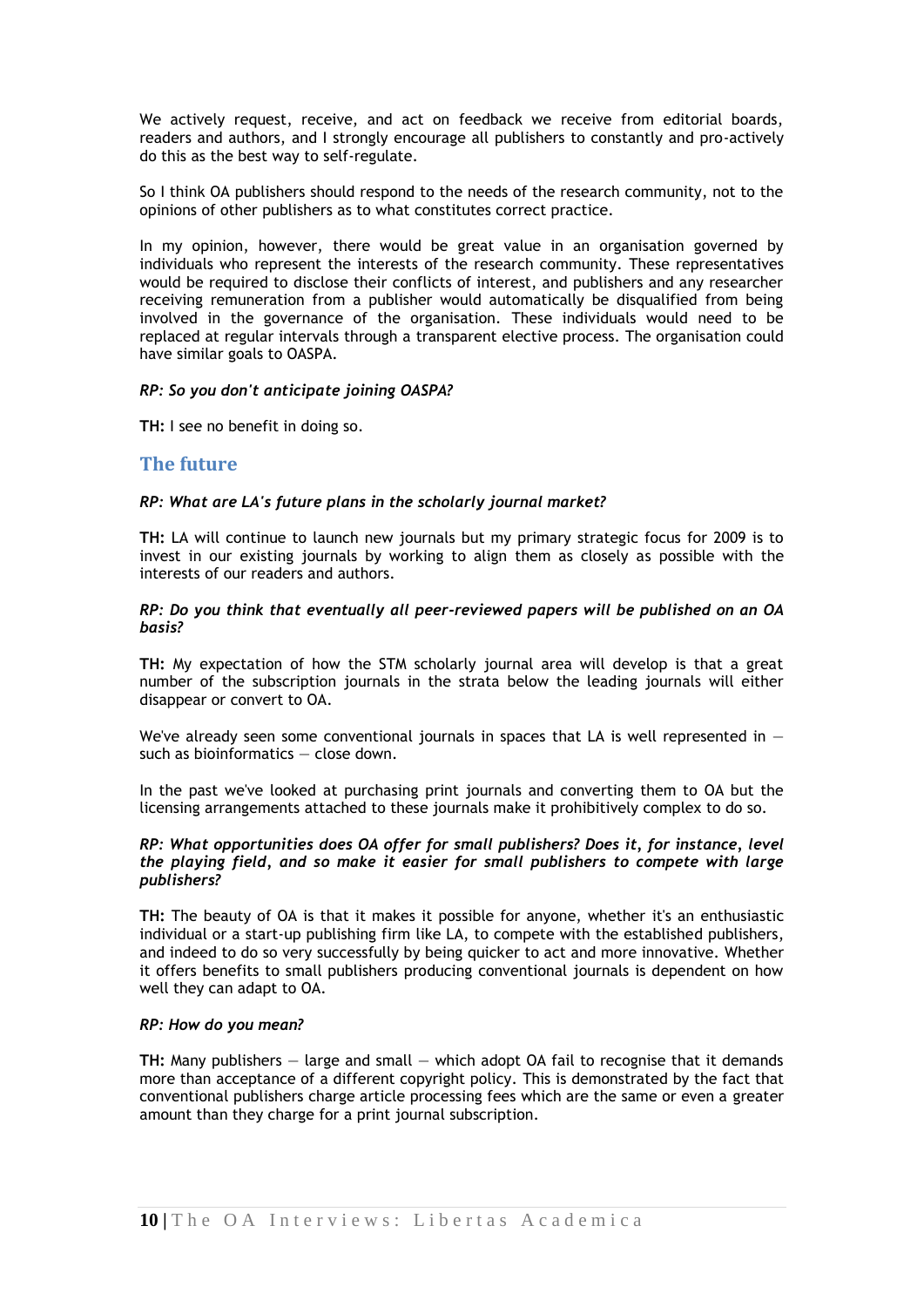We actively request, receive, and act on feedback we receive from editorial boards, readers and authors, and I strongly encourage all publishers to constantly and pro-actively do this as the best way to self-regulate.

So I think OA publishers should respond to the needs of the research community, not to the opinions of other publishers as to what constitutes correct practice.

In my opinion, however, there would be great value in an organisation governed by individuals who represent the interests of the research community. These representatives would be required to disclose their conflicts of interest, and publishers and any researcher receiving remuneration from a publisher would automatically be disqualified from being involved in the governance of the organisation. These individuals would need to be replaced at regular intervals through a transparent elective process. The organisation could have similar goals to OASPA.

***RP: So you don't anticipate joining OASPA?***

**TH:** I see no benefit in doing so.

## The future

***RP: What are LA's future plans in the scholarly journal market?***

**TH:** LA will continue to launch new journals but my primary strategic focus for 2009 is to invest in our existing journals by working to align them as closely as possible with the interests of our readers and authors.

***RP: Do you think that eventually all peer-reviewed papers will be published on an OA basis?***

**TH:** My expectation of how the STM scholarly journal area will develop is that a great number of the subscription journals in the strata below the leading journals will either disappear or convert to OA.

We've already seen some conventional journals in spaces that LA is well represented in — such as bioinformatics — close down.

In the past we've looked at purchasing print journals and converting them to OA but the licensing arrangements attached to these journals make it prohibitively complex to do so.

***RP: What opportunities does OA offer for small publishers? Does it, for instance, level the playing field, and so make it easier for small publishers to compete with large publishers?***

**TH:** The beauty of OA is that it makes it possible for anyone, whether it's an enthusiastic individual or a start-up publishing firm like LA, to compete with the established publishers, and indeed to do so very successfully by being quicker to act and more innovative. Whether it offers benefits to small publishers producing conventional journals is dependent on how well they can adapt to OA.

***RP: How do you mean?***

**TH:** Many publishers — large and small — which adopt OA fail to recognise that it demands more than acceptance of a different copyright policy. This is demonstrated by the fact that conventional publishers charge article processing fees which are the same or even a greater amount than they charge for a print journal subscription.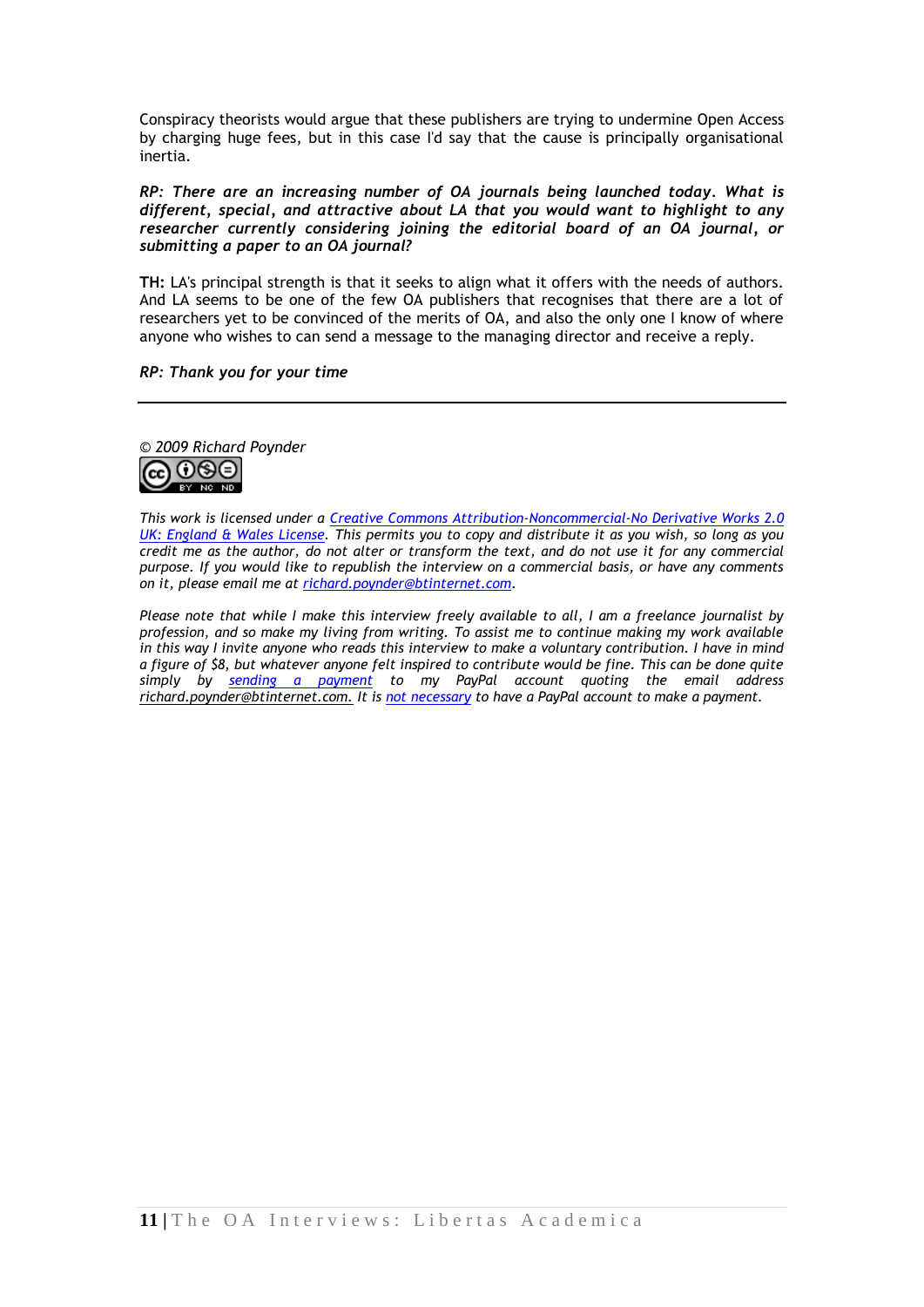Conspiracy theorists would argue that these publishers are trying to undermine Open Access by charging huge fees, but in this case I'd say that the cause is principally organisational inertia.

***RP: There are an increasing number of OA journals being launched today. What is different, special, and attractive about LA that you would want to highlight to any researcher currently considering joining the editorial board of an OA journal, or submitting a paper to an OA journal?***

**TH:** LA's principal strength is that it seeks to align what it offers with the needs of authors. And LA seems to be one of the few OA publishers that recognises that there are a lot of researchers yet to be convinced of the merits of OA, and also the only one I know of where anyone who wishes to can send a message to the managing director and receive a reply.

***RP: Thank you for your time***

---

*© 2009 Richard Poynder*

*This work is licensed under a [Creative Commons Attribution-Noncommercial-No Derivative Works 2.0 UK: England & Wales License](). This permits you to copy and distribute it as you wish, so long as you credit me as the author, do not alter or transform the text, and do not use it for any commercial purpose. If you would like to republish the interview on a commercial basis, or have any comments on it, please email me at [richard.poynder@btinternet.com]().*

*Please note that while I make this interview freely available to all, I am a freelance journalist by profession, and so make my living from writing. To assist me to continue making my work available in this way I invite anyone who reads this interview to make a voluntary contribution. I have in mind a figure of $8, but whatever anyone felt inspired to contribute would be fine. This can be done quite simply by [sending a payment]() to my PayPal account quoting the email address richard.poynder@btinternet.com. It is [not necessary]() to have a PayPal account to make a payment.*